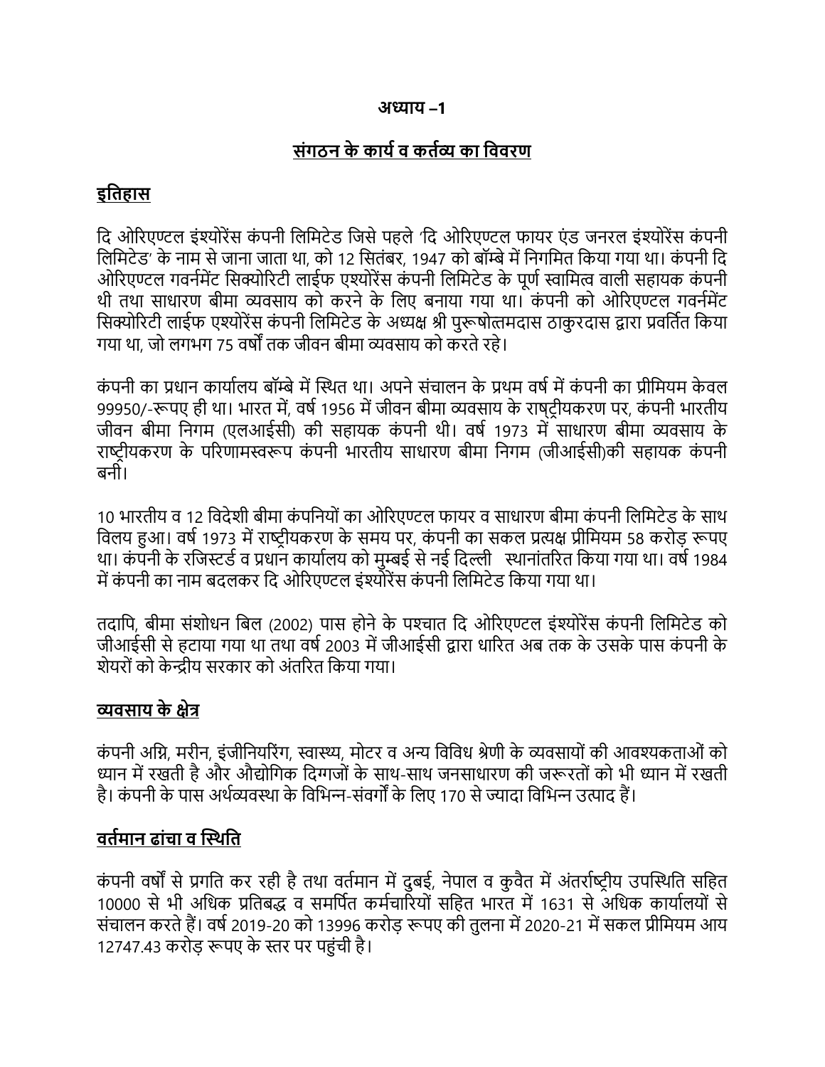# अध्याय –1

## संगठन के कार्य व कर्तव्य का विवरण

### इतिहास

दि ओरिएण्टल इंश्योरेंस कंपनी लिमिटेड जिसे पहले 'दि ओरिएण्टल फायर एंड जनरल इंश्योरेंस कंपनी लिमिटेड' के नाम से जाना जाता था, को 12 सितंबर, 1947 को बॉम्बे में निगमित किया गया था। कंपनी दि ओरिएण्टल गवर्नमेंट सिक्योरिटी लाईफ एश्योरेंस कंपनी लिमिटेड के पूर्ण स्वामित्व वाली सहायक कंपनी थी तथा साधारण बीमा व्यवसाय को करने के लिए बनाया गया था। कंपनी को ओरिएण्टल गवर्नमेंट सिक्योरिटी लाईफ एश्योरेंस कंपनी लिमिटेड के अध्यक्ष श्री पुरूषोत्तमदास ठाकुरदास द्वारा प्रवर्तित किया गया था, जो लगभग 75 वर्षों तक जीवन बीमा व्यवसाय को करते रहे।

कंपनी का प्रधान कार्यालय बॉम्बे में स्थित था। अपने संचालन के प्रथम वर्ष में कंपनी का प्रीमियम केवल 99950/-रूपए ही था। भारत में, वर्ष 1956 में जीवन बीमा व्यवसाय के राष्ट्रीयकरण पर, कंपनी भारतीय जीवन बीमा निगम (एलआईसी) की सहायक कंपनी थी। वर्ष 1973 में साधारण बीमा व्यवसाय के राष्ट्रीयकरण के परिणामस्वरूप कंपनी भारतीय साधारण बीमा निगम (जीआईसी)की सहायक कंपनी बनी।

10 भारतीय व 12 विदेशी बीमा कंपनियों का ओरिएण्टल फायर व साधारण बीमा कंपनी लिमिटेड के साथ विलय हुआ। वर्ष 1973 में राष्ट्रीयकरण के समय पर, कंपनी का सकल प्रत्यक्ष प्रीमियम 58 करोड़ रूपए था। कंपनी के रजिस्टर्ड व प्रधान कार्यालय को मुम्बई से नई दिल्ली स्थानांतरित किया गया था। वर्ष 1984 में कंपनी का नाम बदलकर दि ओरिएण्टल इंश्योरेंस कंपनी लिमिटेड किया गया था।

तदापि, बीमा संशोधन बिल (2002) पास होने के पश्चात दि ओरिएण्टल इंश्योरेंस कंपनी लिमिटेड को जीआईसी से हटाया गया था तथा वर्ष 2003 में जीआईसी द्वारा धारित अब तक के उसके पास कंपनी के शेयरों को केन्द्रीय सरकार को अंतरित किया गया।

### व्यवसाय के क्षेत्र

कंपनी अग्नि, मरीन, इंजीनियरिंग, स्वास्थ्य, मोटर व अन्य विविध श्रेणी के व्यवसायों की आवश्यकताओं को ध्यान में रखती है और औद्योगिक दिग्गजों के साथ-साथ जनसाधारण की जरूरतों को भी ध्यान में रखती है। कंपनी के पास अर्थव्यवस्था के विभिन्न-संवर्गों के लिए 170 से ज्यादा विभिन्न उत्पाद हैं।

### वर्तमान ढांचा व स्थिति

कंपनी वर्षों से प्रगति कर रही है तथा वर्तमान में दुबई, नेपाल व कुवैत में अंतर्राष्ट्रीय उपस्थिति सहित 10000 से भी अधिक प्रतिबद्ध व समर्पित कर्मचारियों सहित भारत में 1631 से अधिक कार्यालयों से संचालन करते हैं। वर्ष 2019-20 को 13996 करोड़ रूपए की तुलना में 2020-21 में सकल प्रीमियम आय 12747.43 करोड़ रूपए के स्तर पर पहुंची है।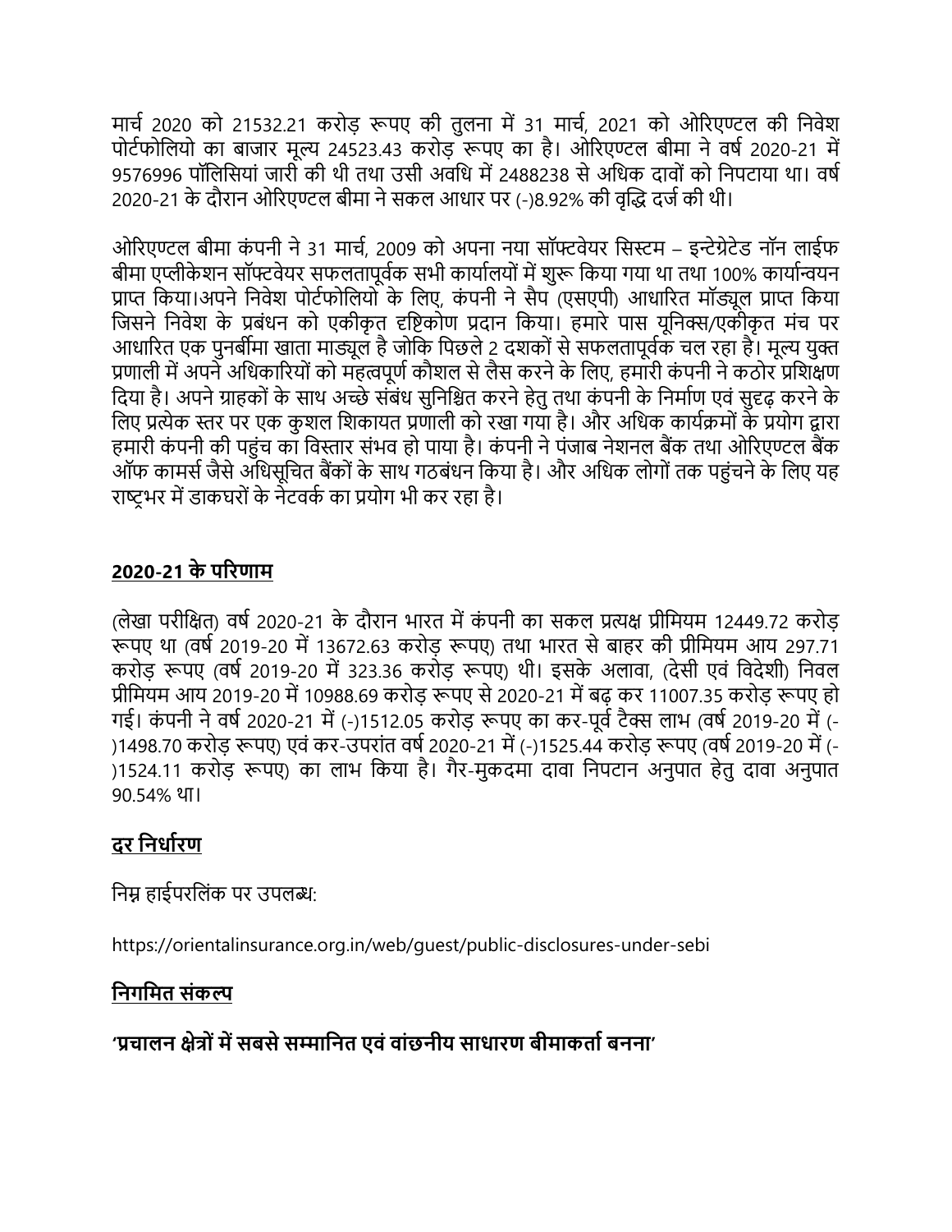मार्च 2020 को 21532.21 करोड़ रूपए की तुलना में 31 मार्च, 2021 को ओरिएण्टल की निवेश पोर्टफोलियो का बाजार मूल्य 24523.43 करोड़ रूपए का है। ओरिएण्टल बीमा ने वर्ष 2020-21 में 9576996 पॉलिसियां जारी की थी तथा उसी अवधि में 2488238 से अधिक दावों को निपटाया था। वर्ष 2020-21 के दौरान ओरिएण्टल बीमा ने सकल आधार पर (-)8.92% की वृद्धि दर्ज की थी।

ओरिएण्टल बीमा कंपनी ने 31 मार्च, 2009 को अपना नया सॉफ्टवेयर सिस्टम – इन्टेग्रेटेड नॉन लाईफ बीमा एप्लीकेशन सॉफ्टवेयर सफलतापूर्वक सभी कार्यालयों में शुरू किया गया था तथा 100% कार्यान्वयन प्राप्त किया।अपने निवेश पोर्टफोलियो के लिए, कंपनी ने सैप (एसएपी) आधारित मॉड्यूल प्राप्त किया जिसने निवेश के प्रबंधन को एकीकृत दृष्टिकोण प्रदान किया। हमारे पास यूनिक्स/एकीकृत मंच पर आधारित एक पुनर्बीमा खाता माड्यूल है जोकि पिछले 2 दशकों से सफलतापूर्वक चल रहा है। मूल्य युक्त प्रणाली में अपने अधिकारियों को महत्वपूर्ण कौशल से लैस करने के लिए, हमारी कंपनी ने कठोर प्रशिक्षण दिया है। अपने ग्राहकों के साथ अच्छे संबंध सुनिश्चित करने हेतु तथा कंपनी के निर्माण एवं सुदृढ़ करने के लिए प्रत्येक स्तर पर एक कुशल शिकायत प्रणाली को रखा गया है। और अधिक कार्यक्रमों के प्रयोग द्वारा हमारी कंपनी की पहुंच का विस्तार संभव हो पाया है। कंपनी ने पंजाब नेशनल बैंक तथा ओरिएण्टल बैंक ऑफ कामर्स जैसे अधिसूचित बैंकों के साथ गठबंधन किया है। और अधिक लोगों तक पहुंचने के लिए यह राष्ट्रभर में डाकघरों के नेटवर्क का प्रयोग भी कर रहा है।

## 2020-21 के परिणाम

(लेखा परीक्षित) वर्ष 2020-21 के दौरान भारत में कंपनी का सकल प्रत्यक्ष प्रीमियम 12449.72 करोड़ रूपए था (वर्ष 2019-20 में 13672.63 करोड़ रूपए) तथा भारत से बाहर की प्रीमियम आय 297.71 करोड़ रूपए (वर्ष 2019-20 में 323.36 करोड़ रूपए) थी। इसके अलावा, (देसी एवं विदेशी) निवल प्रीमियम आय 2019-20 में 10988.69 करोड़ रूपए से 2020-21 में बढ़ कर 11007.35 करोड़ रूपए हो गई। कंपनी ने वर्ष 2020-21 में (-)1512.05 करोड़ रूपए का कर-पूर्व टैक्स लाभ (वर्ष 2019-20 में (-)1498.70 करोड़ रूपए) एवं कर-उपरांत वर्ष 2020-21 में (-)1525.44 करोड़ रूपए (वर्ष 2019-20 में (-)1524.11 करोड़ रूपए) का लाभ किया है। गैर-मुकदमा दावा निपटान अनुपात हेतु दावा अनुपात 90.54% था।

## दर निर्धारण

निम्न हाईपरलिंक पर उपलब्ध:

https://orientalinsurance.org.in/web/guest/public-disclosures-under-sebi

## निगमित संकल्प

**'प्रचालन क्षेत्रों में सबसे सम्मानित एवं वांछनीय साधारण बीमाकर्ता बनना'**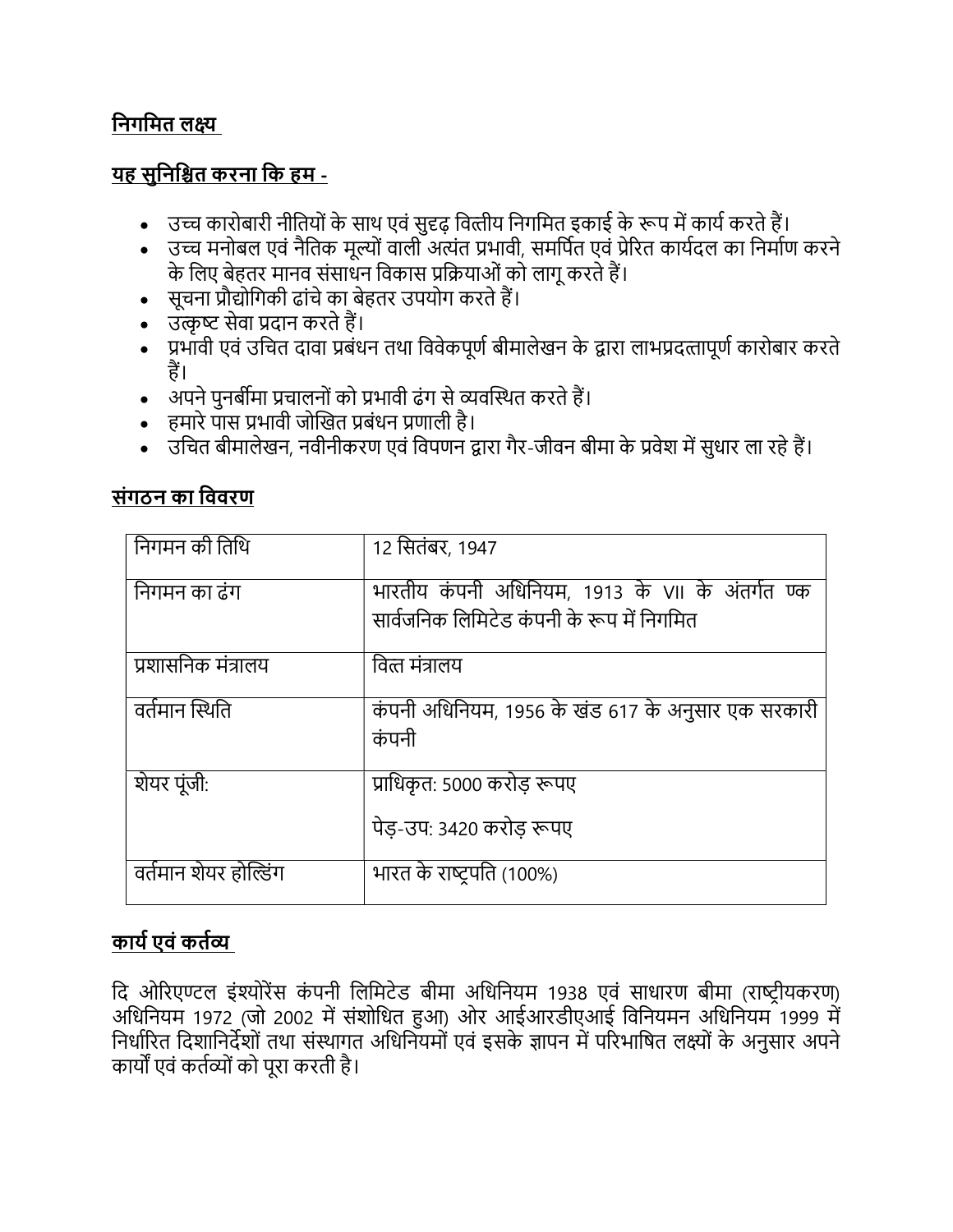## निगमित लक्ष्य

### यह सुनिश्चित करना कि हम -

- उच्च कारोबारी नीतियों के साथ एवं सुदृढ़ वित्तीय निगमित इकाई के रूप में कार्य करते हैं।
- उच्च मनोबल एवं नैतिक मूल्यों वाली अत्यंत प्रभावी, समर्पित एवं प्रेरित कार्यदल का निर्माण करने के लिए बेहतर मानव संसाधन विकास प्रक्रियाओं को लागू करते हैं।
- सूचना प्रौद्योगिकी ढांचे का बेहतर उपयोग करते हैं।
- उत्कृष्ट सेवा प्रदान करते हैं।
- प्रभावी एवं उचित दावा प्रबंधन तथा विवेकपूर्ण बीमालेखन के द्वारा लाभप्रदत्तापूर्ण कारोबार करते हैं।
- अपने पुनर्बीमा प्रचालनों को प्रभावी ढंग से व्यवस्थित करते हैं।
- हमारे पास प्रभावी जोखित प्रबंधन प्रणाली है।
- उचित बीमालेखन, नवीनीकरण एवं विपणन द्वारा गैर-जीवन बीमा के प्रवेश में सुधार ला रहे हैं।

## संगठन का विवरण

| | |
|---|---|
| निगमन की तिथि | 12 सितंबर, 1947 |
| निगमन का ढंग | भारतीय कंपनी अधिनियम, 1913 के VII के अंतर्गत ण्क सार्वजनिक लिमिटेड कंपनी के रूप में निगमित |
| प्रशासनिक मंत्रालय | वित्त मंत्रालय |
| वर्तमान स्थिति | कंपनी अधिनियम, 1956 के खंड 617 के अनुसार एक सरकारी कंपनी |
| शेयर पूंजी: | प्राधिकृत: 5000 करोड़ रूपए<br>पेड़-उप: 3420 करोड़ रूपए |
| वर्तमान शेयर होल्डिंग | भारत के राष्ट्रपति (100%) |

## कार्य एवं कर्तव्य

दि ओरिएण्टल इंश्योरेंस कंपनी लिमिटेड बीमा अधिनियम 1938 एवं साधारण बीमा (राष्ट्रीयकरण) अधिनियम 1972 (जो 2002 में संशोधित हुआ) ओर आईआरडीएआई विनियमन अधिनियम 1999 में निर्धारित दिशानिर्देशों तथा संस्थागत अधिनियमों एवं इसके ज्ञापन में परिभाषित लक्ष्यों के अनुसार अपने कार्यों एवं कर्तव्यों को पूरा करती है।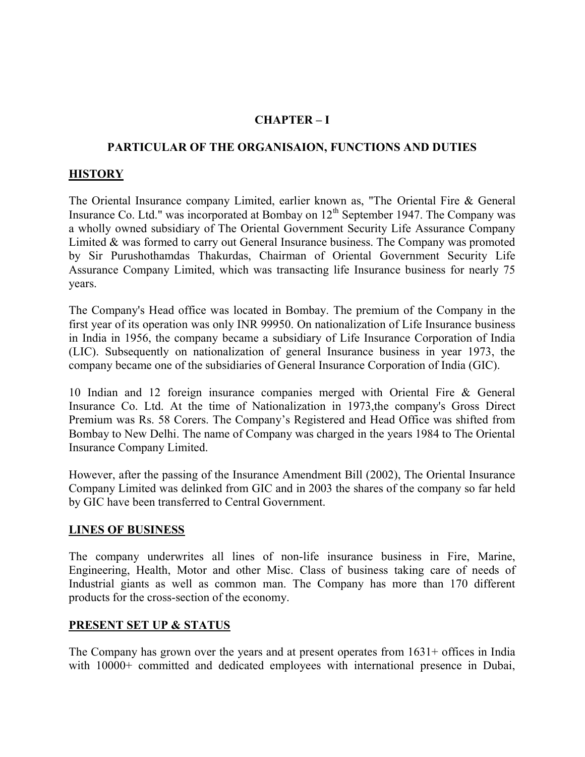## CHAPTER – I

## PARTICULAR OF THE ORGANISAION, FUNCTIONS AND DUTIES

### HISTORY

The Oriental Insurance company Limited, earlier known as, "The Oriental Fire & General Insurance Co. Ltd." was incorporated at Bombay on 12th September 1947. The Company was a wholly owned subsidiary of The Oriental Government Security Life Assurance Company Limited & was formed to carry out General Insurance business. The Company was promoted by Sir Purushothamdas Thakurdas, Chairman of Oriental Government Security Life Assurance Company Limited, which was transacting life Insurance business for nearly 75 years.

The Company's Head office was located in Bombay. The premium of the Company in the first year of its operation was only INR 99950. On nationalization of Life Insurance business in India in 1956, the company became a subsidiary of Life Insurance Corporation of India (LIC). Subsequently on nationalization of general Insurance business in year 1973, the company became one of the subsidiaries of General Insurance Corporation of India (GIC).

10 Indian and 12 foreign insurance companies merged with Oriental Fire & General Insurance Co. Ltd. At the time of Nationalization in 1973,the company's Gross Direct Premium was Rs. 58 Corers. The Company's Registered and Head Office was shifted from Bombay to New Delhi. The name of Company was charged in the years 1984 to The Oriental Insurance Company Limited.

However, after the passing of the Insurance Amendment Bill (2002), The Oriental Insurance Company Limited was delinked from GIC and in 2003 the shares of the company so far held by GIC have been transferred to Central Government.

### LINES OF BUSINESS

The company underwrites all lines of non-life insurance business in Fire, Marine, Engineering, Health, Motor and other Misc. Class of business taking care of needs of Industrial giants as well as common man. The Company has more than 170 different products for the cross-section of the economy.

### PRESENT SET UP & STATUS

The Company has grown over the years and at present operates from 1631+ offices in India with 10000+ committed and dedicated employees with international presence in Dubai,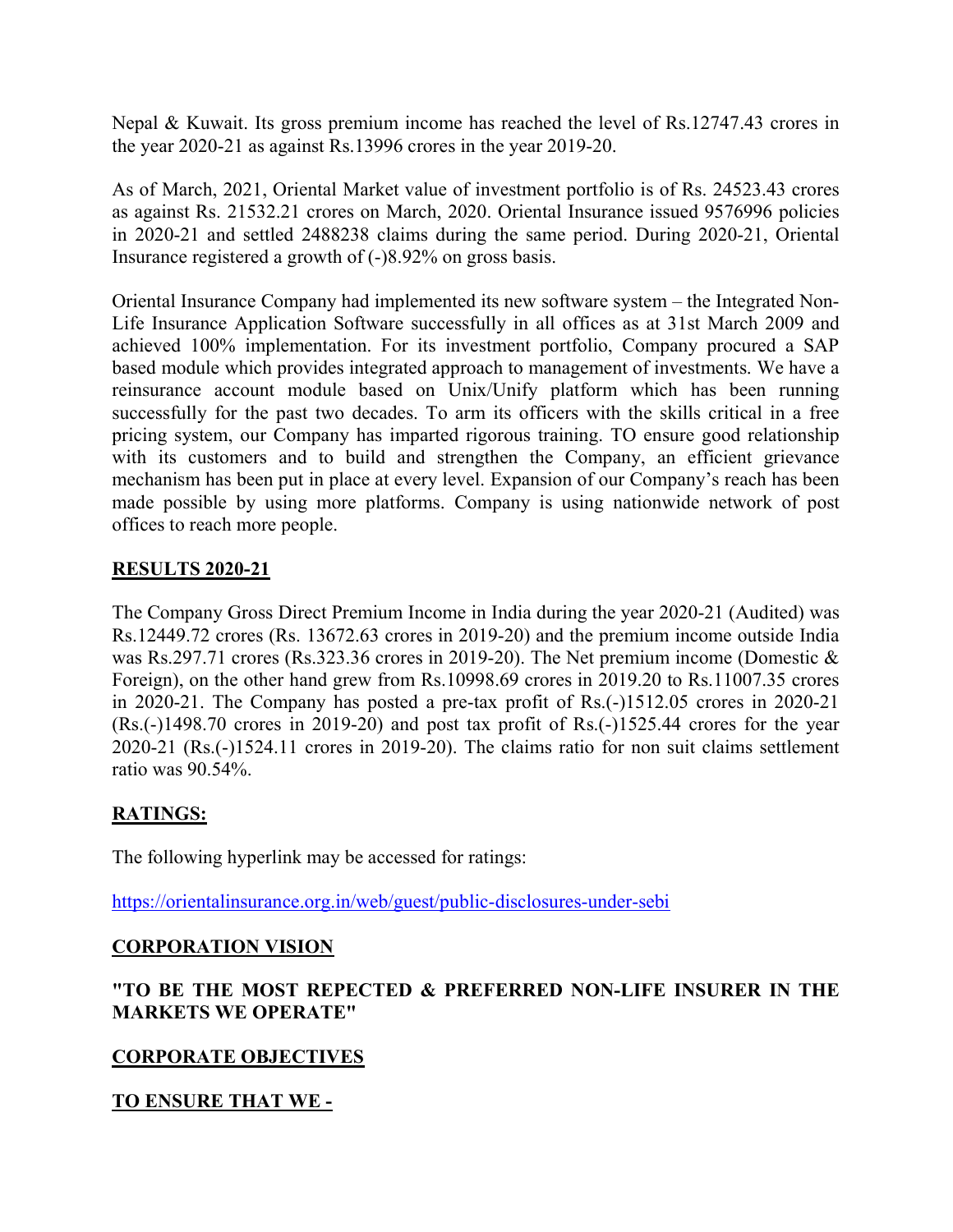Nepal & Kuwait. Its gross premium income has reached the level of Rs.12747.43 crores in the year 2020-21 as against Rs.13996 crores in the year 2019-20.

As of March, 2021, Oriental Market value of investment portfolio is of Rs. 24523.43 crores as against Rs. 21532.21 crores on March, 2020. Oriental Insurance issued 9576996 policies in 2020-21 and settled 2488238 claims during the same period. During 2020-21, Oriental Insurance registered a growth of (-)8.92% on gross basis.

Oriental Insurance Company had implemented its new software system – the Integrated Non-Life Insurance Application Software successfully in all offices as at 31st March 2009 and achieved 100% implementation. For its investment portfolio, Company procured a SAP based module which provides integrated approach to management of investments. We have a reinsurance account module based on Unix/Unify platform which has been running successfully for the past two decades. To arm its officers with the skills critical in a free pricing system, our Company has imparted rigorous training. TO ensure good relationship with its customers and to build and strengthen the Company, an efficient grievance mechanism has been put in place at every level. Expansion of our Company's reach has been made possible by using more platforms. Company is using nationwide network of post offices to reach more people.

## RESULTS 2020-21

The Company Gross Direct Premium Income in India during the year 2020-21 (Audited) was Rs.12449.72 crores (Rs. 13672.63 crores in 2019-20) and the premium income outside India was Rs.297.71 crores (Rs.323.36 crores in 2019-20). The Net premium income (Domestic & Foreign), on the other hand grew from Rs.10998.69 crores in 2019.20 to Rs.11007.35 crores in 2020-21. The Company has posted a pre-tax profit of Rs.(-)1512.05 crores in 2020-21 (Rs.(-)1498.70 crores in 2019-20) and post tax profit of Rs.(-)1525.44 crores for the year 2020-21 (Rs.(-)1524.11 crores in 2019-20). The claims ratio for non suit claims settlement ratio was 90.54%.

## RATINGS:

The following hyperlink may be accessed for ratings:

https://orientalinsurance.org.in/web/guest/public-disclosures-under-sebi

## CORPORATION VISION

**"TO BE THE MOST REPECTED & PREFERRED NON-LIFE INSURER IN THE MARKETS WE OPERATE"**

## CORPORATE OBJECTIVES

## TO ENSURE THAT WE -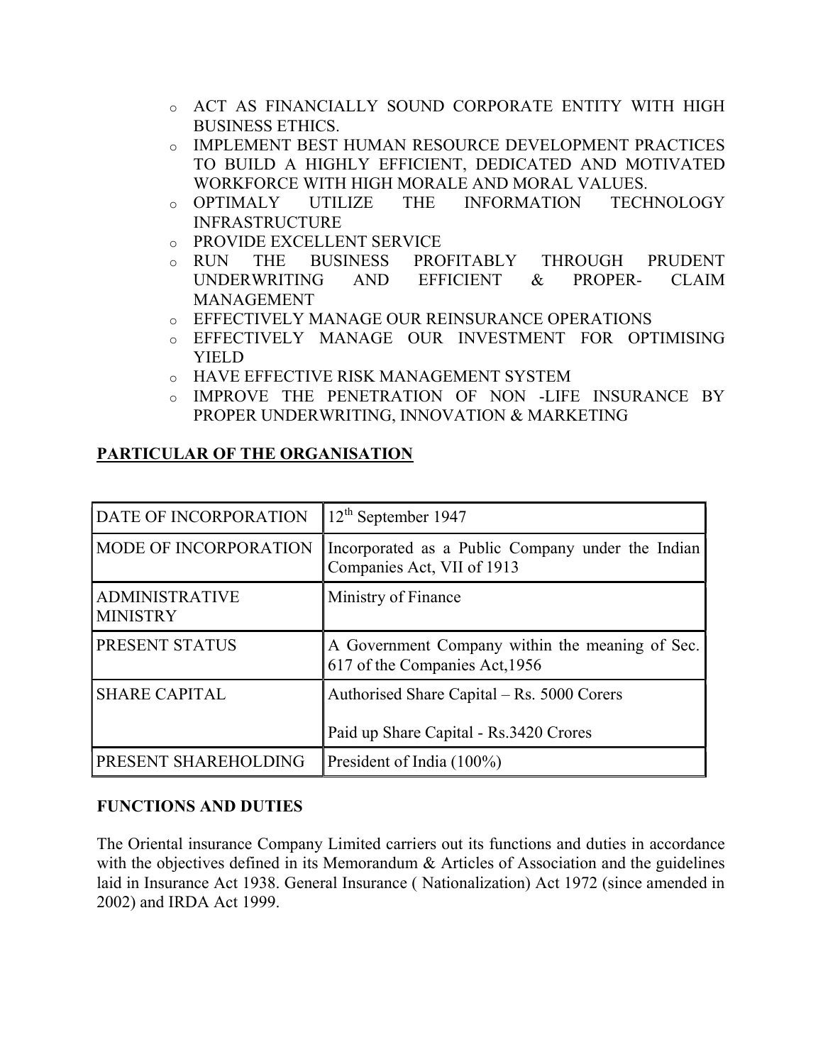- ACT AS FINANCIALLY SOUND CORPORATE ENTITY WITH HIGH BUSINESS ETHICS.
- IMPLEMENT BEST HUMAN RESOURCE DEVELOPMENT PRACTICES TO BUILD A HIGHLY EFFICIENT, DEDICATED AND MOTIVATED WORKFORCE WITH HIGH MORALE AND MORAL VALUES.
- OPTIMALY UTILIZE THE INFORMATION TECHNOLOGY INFRASTRUCTURE
- PROVIDE EXCELLENT SERVICE
- RUN THE BUSINESS PROFITABLY THROUGH PRUDENT UNDERWRITING AND EFFICIENT & PROPER- CLAIM MANAGEMENT
- EFFECTIVELY MANAGE OUR REINSURANCE OPERATIONS
- EFFECTIVELY MANAGE OUR INVESTMENT FOR OPTIMISING YIELD
- HAVE EFFECTIVE RISK MANAGEMENT SYSTEM
- IMPROVE THE PENETRATION OF NON -LIFE INSURANCE BY PROPER UNDERWRITING, INNOVATION & MARKETING

## PARTICULAR OF THE ORGANISATION

| | |
|---|---|
| DATE OF INCORPORATION | 12th September 1947 |
| MODE OF INCORPORATION | Incorporated as a Public Company under the Indian Companies Act, VII of 1913 |
| ADMINISTRATIVE MINISTRY | Ministry of Finance |
| PRESENT STATUS | A Government Company within the meaning of Sec. 617 of the Companies Act,1956 |
| SHARE CAPITAL | Authorised Share Capital – Rs. 5000 Corers<br><br>Paid up Share Capital - Rs.3420 Crores |
| PRESENT SHAREHOLDING | President of India (100%) |

**FUNCTIONS AND DUTIES**

The Oriental insurance Company Limited carriers out its functions and duties in accordance with the objectives defined in its Memorandum & Articles of Association and the guidelines laid in Insurance Act 1938. General Insurance ( Nationalization) Act 1972 (since amended in 2002) and IRDA Act 1999.